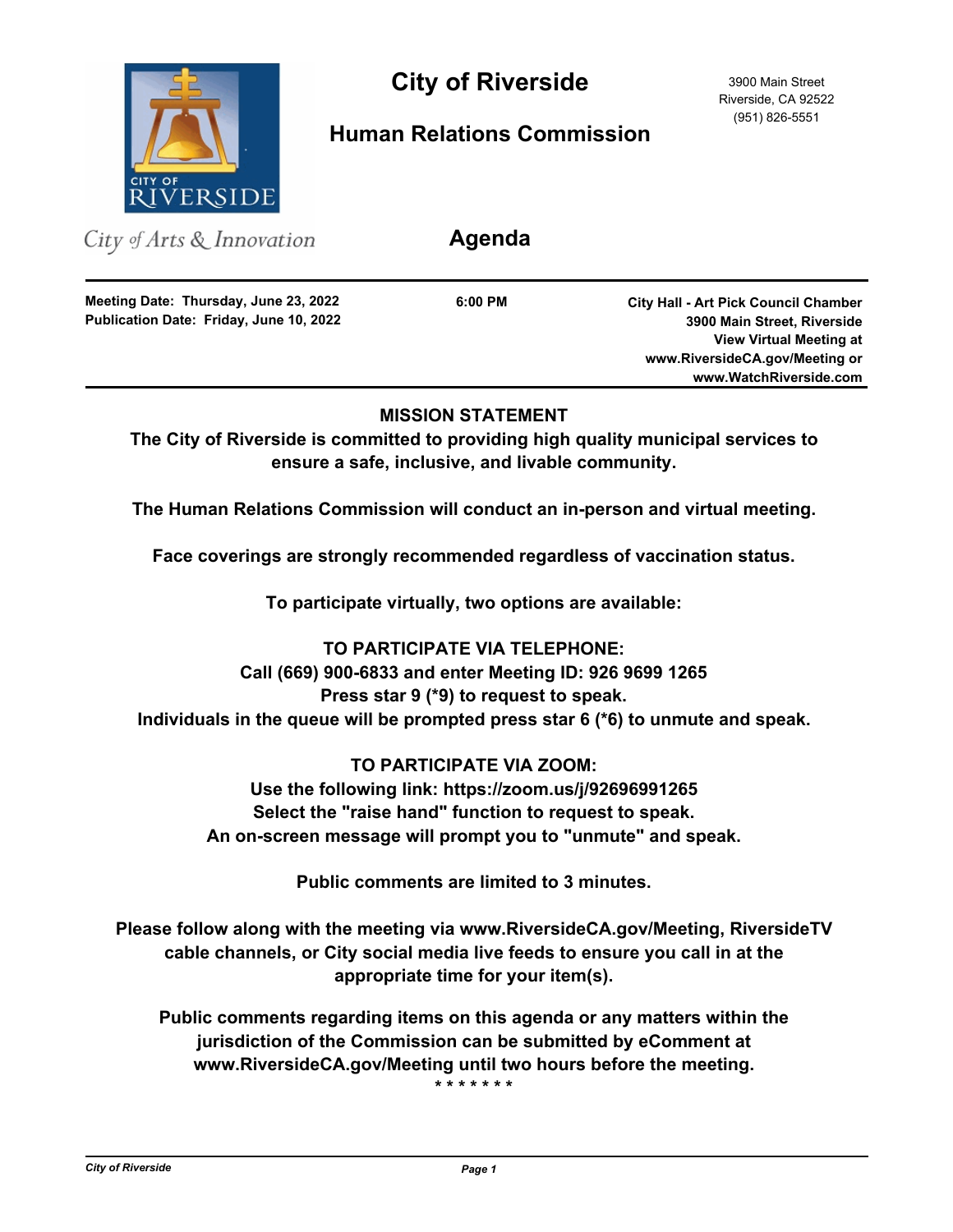# City of Riverside

3900 Main Street
Riverside, CA 92522
(951) 826-5551

## Human Relations Commission

*City of Arts & Innovation*

## Agenda

**Meeting Date: Thursday, June 23, 2022**
**Publication Date: Friday, June 10, 2022**

**6:00 PM**

**City Hall - Art Pick Council Chamber**
**3900 Main Street, Riverside**
**View Virtual Meeting at**
**www.RiversideCA.gov/Meeting or**
**www.WatchRiverside.com**

---

**MISSION STATEMENT**

**The City of Riverside is committed to providing high quality municipal services to ensure a safe, inclusive, and livable community.**

**The Human Relations Commission will conduct an in-person and virtual meeting.**

**Face coverings are strongly recommended regardless of vaccination status.**

**To participate virtually, two options are available:**

**TO PARTICIPATE VIA TELEPHONE:**
**Call (669) 900-6833 and enter Meeting ID: 926 9699 1265**
**Press star 9 (*9) to request to speak.**
**Individuals in the queue will be prompted press star 6 (*6) to unmute and speak.**

**TO PARTICIPATE VIA ZOOM:**
**Use the following link: https://zoom.us/j/92696991265**
**Select the "raise hand" function to request to speak.**
**An on-screen message will prompt you to "unmute" and speak.**

**Public comments are limited to 3 minutes.**

**Please follow along with the meeting via www.RiversideCA.gov/Meeting, RiversideTV cable channels, or City social media live feeds to ensure you call in at the appropriate time for your item(s).**

**Public comments regarding items on this agenda or any matters within the jurisdiction of the Commission can be submitted by eComment at www.RiversideCA.gov/Meeting until two hours before the meeting.**

\* \* \* \* \* \* \*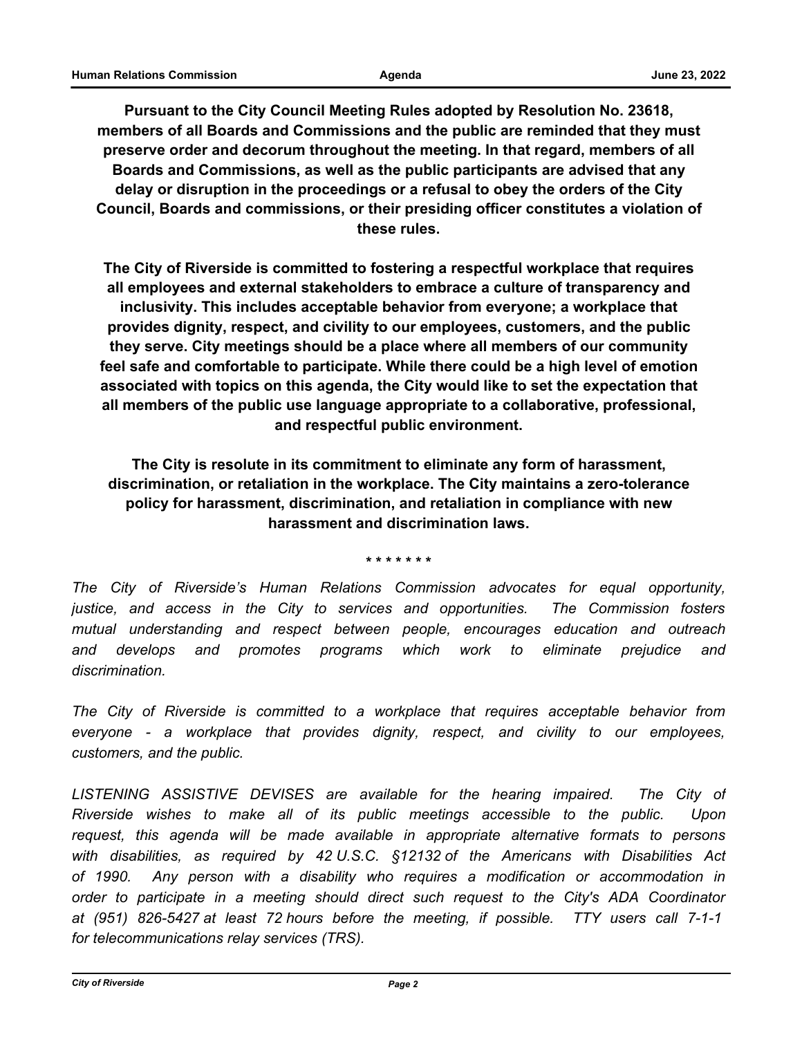**Pursuant to the City Council Meeting Rules adopted by Resolution No. 23618, members of all Boards and Commissions and the public are reminded that they must preserve order and decorum throughout the meeting. In that regard, members of all Boards and Commissions, as well as the public participants are advised that any delay or disruption in the proceedings or a refusal to obey the orders of the City Council, Boards and commissions, or their presiding officer constitutes a violation of these rules.**

**The City of Riverside is committed to fostering a respectful workplace that requires all employees and external stakeholders to embrace a culture of transparency and inclusivity. This includes acceptable behavior from everyone; a workplace that provides dignity, respect, and civility to our employees, customers, and the public they serve. City meetings should be a place where all members of our community feel safe and comfortable to participate. While there could be a high level of emotion associated with topics on this agenda, the City would like to set the expectation that all members of the public use language appropriate to a collaborative, professional, and respectful public environment.**

**The City is resolute in its commitment to eliminate any form of harassment, discrimination, or retaliation in the workplace. The City maintains a zero-tolerance policy for harassment, discrimination, and retaliation in compliance with new harassment and discrimination laws.**

\* \* \* \* \* \* \*

*The City of Riverside's Human Relations Commission advocates for equal opportunity, justice, and access in the City to services and opportunities. The Commission fosters mutual understanding and respect between people, encourages education and outreach and develops and promotes programs which work to eliminate prejudice and discrimination.*

*The City of Riverside is committed to a workplace that requires acceptable behavior from everyone - a workplace that provides dignity, respect, and civility to our employees, customers, and the public.*

*LISTENING ASSISTIVE DEVISES are available for the hearing impaired. The City of Riverside wishes to make all of its public meetings accessible to the public. Upon request, this agenda will be made available in appropriate alternative formats to persons with disabilities, as required by 42 U.S.C. §12132 of the Americans with Disabilities Act of 1990. Any person with a disability who requires a modification or accommodation in order to participate in a meeting should direct such request to the City's ADA Coordinator at (951) 826-5427 at least 72 hours before the meeting, if possible. TTY users call 7-1-1 for telecommunications relay services (TRS).*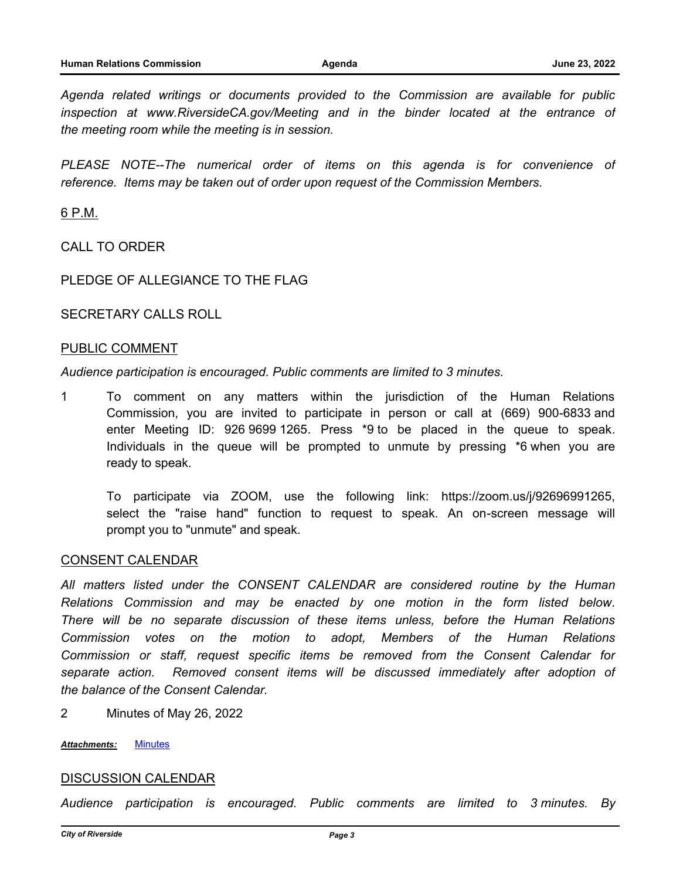*Agenda related writings or documents provided to the Commission are available for public inspection at www.RiversideCA.gov/Meeting and in the binder located at the entrance of the meeting room while the meeting is in session.*

*PLEASE NOTE--The numerical order of items on this agenda is for convenience of reference. Items may be taken out of order upon request of the Commission Members.*

6 P.M.

CALL TO ORDER

PLEDGE OF ALLEGIANCE TO THE FLAG

SECRETARY CALLS ROLL

PUBLIC COMMENT

*Audience participation is encouraged. Public comments are limited to 3 minutes.*

1 To comment on any matters within the jurisdiction of the Human Relations Commission, you are invited to participate in person or call at (669) 900-6833 and enter Meeting ID: 926 9699 1265. Press *9 to be placed in the queue to speak. Individuals in the queue will be prompted to unmute by pressing *6 when you are ready to speak.

To participate via ZOOM, use the following link: https://zoom.us/j/92696991265, select the "raise hand" function to request to speak. An on-screen message will prompt you to "unmute" and speak.

CONSENT CALENDAR

*All matters listed under the CONSENT CALENDAR are considered routine by the Human Relations Commission and may be enacted by one motion in the form listed below. There will be no separate discussion of these items unless, before the Human Relations Commission votes on the motion to adopt, Members of the Human Relations Commission or staff, request specific items be removed from the Consent Calendar for separate action. Removed consent items will be discussed immediately after adoption of the balance of the Consent Calendar.*

2 Minutes of May 26, 2022

***Attachments:*** Minutes

DISCUSSION CALENDAR

*Audience participation is encouraged. Public comments are limited to 3 minutes. By*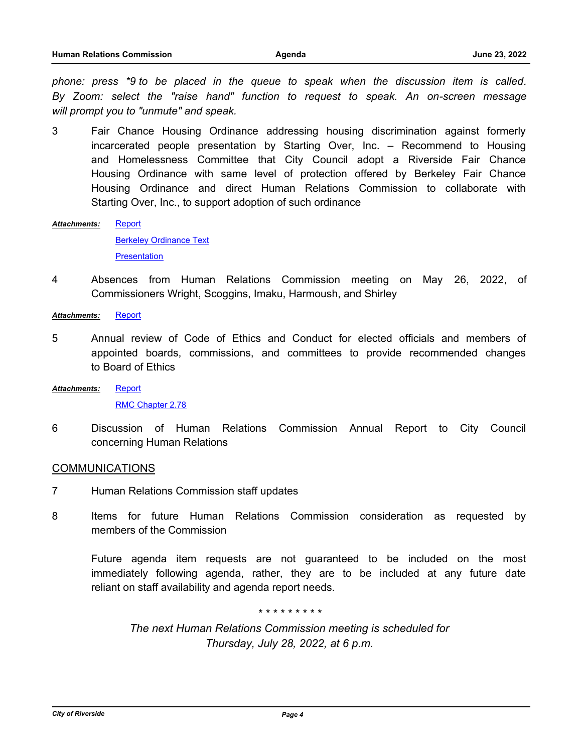*phone: press *9 to be placed in the queue to speak when the discussion item is called. By Zoom: select the "raise hand" function to request to speak. An on-screen message will prompt you to "unmute" and speak.*

3 Fair Chance Housing Ordinance addressing housing discrimination against formerly incarcerated people presentation by Starting Over, Inc. – Recommend to Housing and Homelessness Committee that City Council adopt a Riverside Fair Chance Housing Ordinance with same level of protection offered by Berkeley Fair Chance Housing Ordinance and direct Human Relations Commission to collaborate with Starting Over, Inc., to support adoption of such ordinance

***Attachments:*** Report
Berkeley Ordinance Text
Presentation

4 Absences from Human Relations Commission meeting on May 26, 2022, of Commissioners Wright, Scoggins, Imaku, Harmoush, and Shirley

***Attachments:*** Report

5 Annual review of Code of Ethics and Conduct for elected officials and members of appointed boards, commissions, and committees to provide recommended changes to Board of Ethics

***Attachments:*** Report
RMC Chapter 2.78

6 Discussion of Human Relations Commission Annual Report to City Council concerning Human Relations

## COMMUNICATIONS

7 Human Relations Commission staff updates

8 Items for future Human Relations Commission consideration as requested by members of the Commission

Future agenda item requests are not guaranteed to be included on the most immediately following agenda, rather, they are to be included at any future date reliant on staff availability and agenda report needs.

* * * * * * * * *

*The next Human Relations Commission meeting is scheduled for Thursday, July 28, 2022, at 6 p.m.*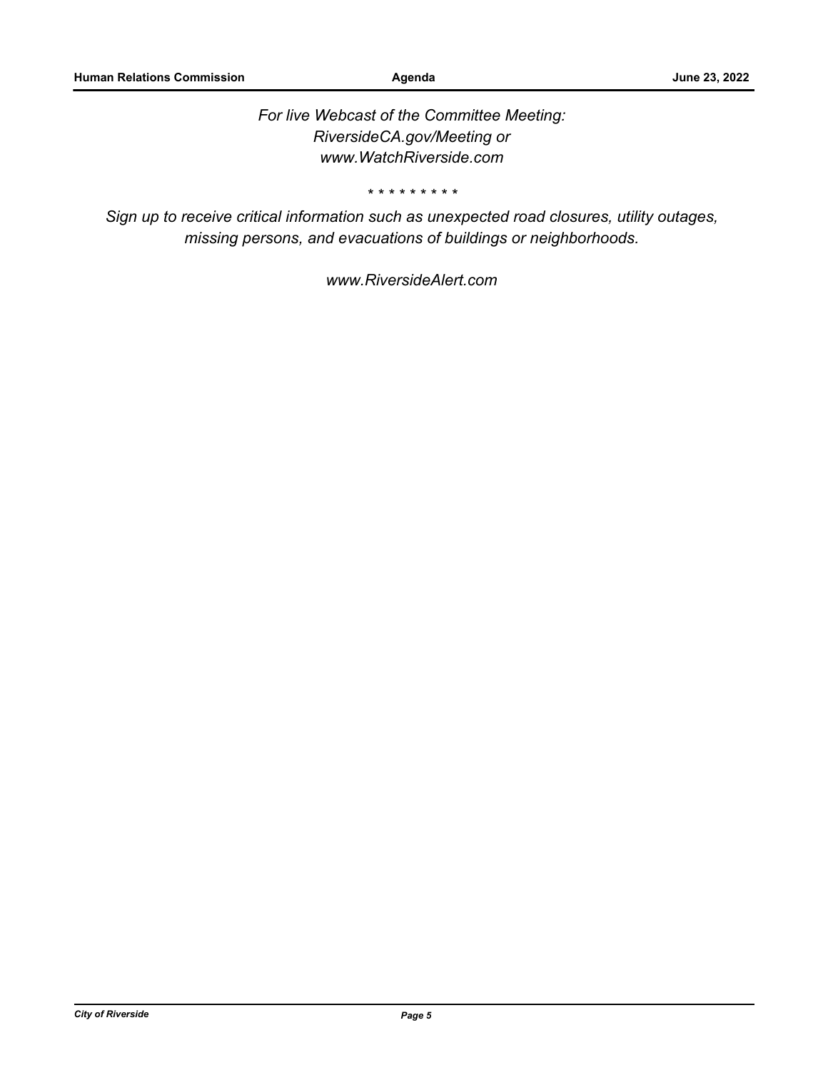*For live Webcast of the Committee Meeting:*
*RiversideCA.gov/Meeting or*
*www.WatchRiverside.com*

* * * * * * * * *

*Sign up to receive critical information such as unexpected road closures, utility outages, missing persons, and evacuations of buildings or neighborhoods.*

*www.RiversideAlert.com*